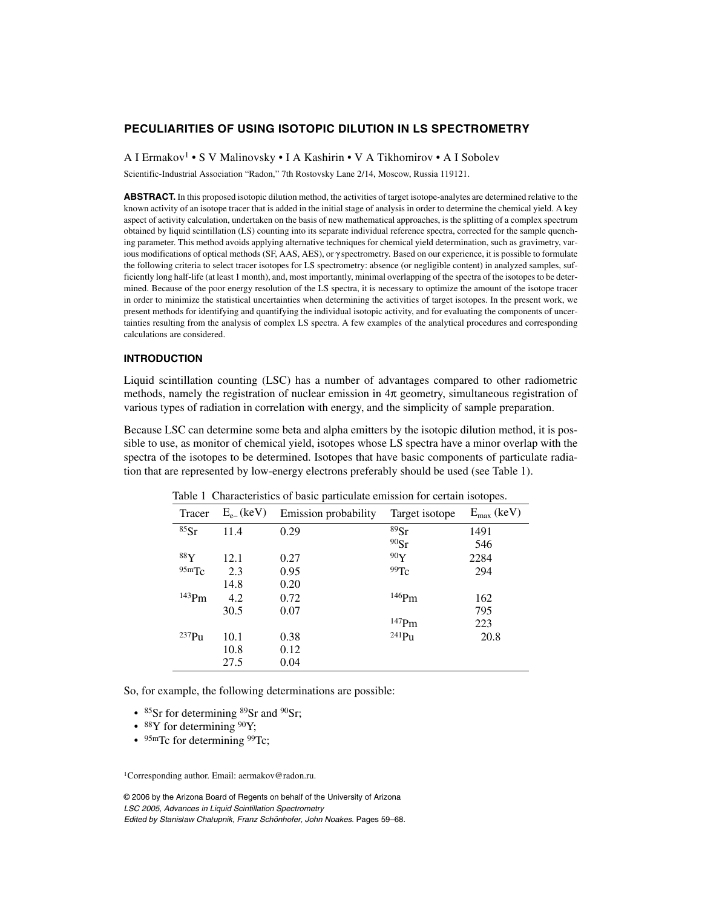# PECULIARITIES OF USING ISOTOPIC DILUTION IN LS SPECTROMETRY

A I Ermakov[1] • S V Malinovsky • I A Kashirin • V A Tikhomirov • A I Sobolev

Scientific-Industrial Association "Radon," 7th Rostovsky Lane 2/14, Moscow, Russia 119121.

**ABSTRACT.** In this proposed isotopic dilution method, the activities of target isotope-analytes are determined relative to the known activity of an isotope tracer that is added in the initial stage of analysis in order to determine the chemical yield. A key aspect of activity calculation, undertaken on the basis of new mathematical approaches, is the splitting of a complex spectrum obtained by liquid scintillation (LS) counting into its separate individual reference spectra, corrected for the sample quenching parameter. This method avoids applying alternative techniques for chemical yield determination, such as gravimetry, various modifications of optical methods (SF, AAS, AES), or $\gamma$ spectrometry. Based on our experience, it is possible to formulate the following criteria to select tracer isotopes for LS spectrometry: absence (or negligible content) in analyzed samples, sufficiently long half-life (at least 1 month), and, most importantly, minimal overlapping of the spectra of the isotopes to be determined. Because of the poor energy resolution of the LS spectra, it is necessary to optimize the amount of the isotope tracer in order to minimize the statistical uncertainties when determining the activities of target isotopes. In the present work, we present methods for identifying and quantifying the individual isotopic activity, and for evaluating the components of uncertainties resulting from the analysis of complex LS spectra. A few examples of the analytical procedures and corresponding calculations are considered.

## INTRODUCTION

Liquid scintillation counting (LSC) has a number of advantages compared to other radiometric methods, namely the registration of nuclear emission in $4\pi$ geometry, simultaneous registration of various types of radiation in correlation with energy, and the simplicity of sample preparation.

Because LSC can determine some beta and alpha emitters by the isotopic dilution method, it is possible to use, as monitor of chemical yield, isotopes whose LS spectra have a minor overlap with the spectra of the isotopes to be determined. Isotopes that have basic components of particulate radiation that are represented by low-energy electrons preferably should be used (see Table 1).

Table 1 Characteristics of basic particulate emission for certain isotopes.

| Tracer | $E_{e^-}$ (keV) | Emission probability | Target isotope | $E_{max}$ (keV) |
|---|---|---|---|---|
| $^{85}$Sr | 11.4 | 0.29 | $^{89}$Sr | 1491 |
| | | | $^{90}$Sr | 546 |
| $^{88}$Y | 12.1 | 0.27 | $^{90}$Y | 2284 |
| $^{95m}$Tc | 2.3 | 0.95 | $^{99}$Tc | 294 |
| | 14.8 | 0.20 | | |
| $^{143}$Pm | 4.2 | 0.72 | $^{146}$Pm | 162 |
| | 30.5 | 0.07 | | 795 |
| | | | $^{147}$Pm | 223 |
| $^{237}$Pu | 10.1 | 0.38 | $^{241}$Pu | 20.8 |
| | 10.8 | 0.12 | | |
| | 27.5 | 0.04 | | |

So, for example, the following determinations are possible:

- $^{85}$Sr for determining $^{89}$Sr and $^{90}$Sr;
- $^{88}$Y for determining $^{90}$Y;
- $^{95m}$Tc for determining $^{99}$Tc;

[1]Corresponding author. Email: aermakov@radon.ru.

© 2006 by the Arizona Board of Regents on behalf of the University of Arizona
*LSC 2005, Advances in Liquid Scintillation Spectrometry*
*Edited by Stanisław Chałupnik, Franz Schönhofer, John Noakes.* Pages 59–68.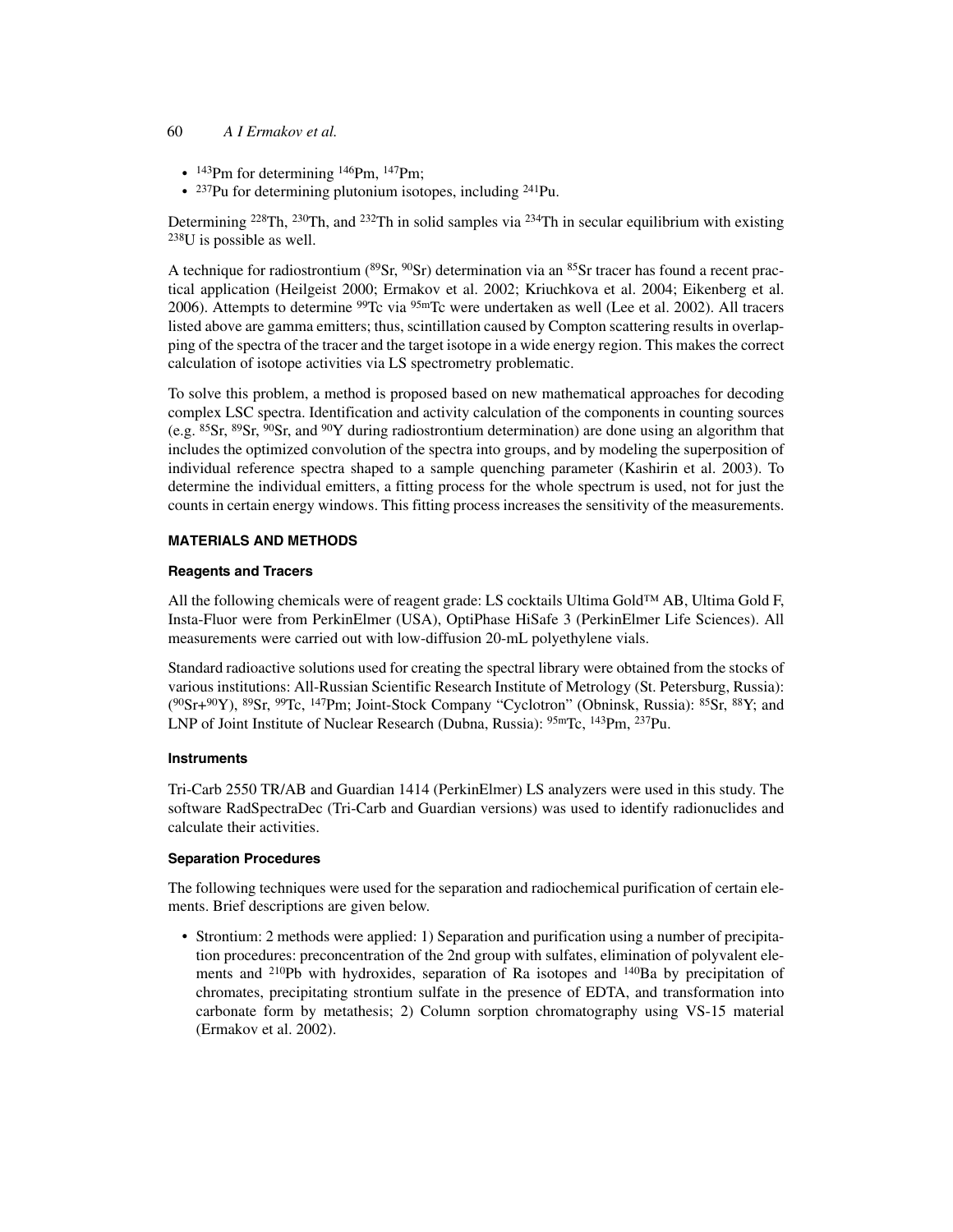- $^{143}$Pm for determining $^{146}$Pm, $^{147}$Pm;
- $^{237}$Pu for determining plutonium isotopes, including $^{241}$Pu.

Determining $^{228}$Th, $^{230}$Th, and $^{232}$Th in solid samples via $^{234}$Th in secular equilibrium with existing $^{238}$U is possible as well.

A technique for radiostrontium ($^{89}$Sr, $^{90}$Sr) determination via an $^{85}$Sr tracer has found a recent practical application (Heilgeist 2000; Ermakov et al. 2002; Kriuchkova et al. 2004; Eikenberg et al. 2006). Attempts to determine $^{99}$Tc via $^{95m}$Tc were undertaken as well (Lee et al. 2002). All tracers listed above are gamma emitters; thus, scintillation caused by Compton scattering results in overlapping of the spectra of the tracer and the target isotope in a wide energy region. This makes the correct calculation of isotope activities via LS spectrometry problematic.

To solve this problem, a method is proposed based on new mathematical approaches for decoding complex LSC spectra. Identification and activity calculation of the components in counting sources (e.g. $^{85}$Sr, $^{89}$Sr, $^{90}$Sr, and $^{90}$Y during radiostrontium determination) are done using an algorithm that includes the optimized convolution of the spectra into groups, and by modeling the superposition of individual reference spectra shaped to a sample quenching parameter (Kashirin et al. 2003). To determine the individual emitters, a fitting process for the whole spectrum is used, not for just the counts in certain energy windows. This fitting process increases the sensitivity of the measurements.

## MATERIALS AND METHODS

### Reagents and Tracers

All the following chemicals were of reagent grade: LS cocktails Ultima Gold™ AB, Ultima Gold F, Insta-Fluor were from PerkinElmer (USA), OptiPhase HiSafe 3 (PerkinElmer Life Sciences). All measurements were carried out with low-diffusion 20-mL polyethylene vials.

Standard radioactive solutions used for creating the spectral library were obtained from the stocks of various institutions: All-Russian Scientific Research Institute of Metrology (St. Petersburg, Russia): ($^{90}$Sr+$^{90}$Y), $^{89}$Sr, $^{99}$Tc, $^{147}$Pm; Joint-Stock Company "Cyclotron" (Obninsk, Russia): $^{85}$Sr, $^{88}$Y; and LNP of Joint Institute of Nuclear Research (Dubna, Russia): $^{95m}$Tc, $^{143}$Pm, $^{237}$Pu.

### Instruments

Tri-Carb 2550 TR/AB and Guardian 1414 (PerkinElmer) LS analyzers were used in this study. The software RadSpectraDec (Tri-Carb and Guardian versions) was used to identify radionuclides and calculate their activities.

### Separation Procedures

The following techniques were used for the separation and radiochemical purification of certain elements. Brief descriptions are given below.

- Strontium: 2 methods were applied: 1) Separation and purification using a number of precipitation procedures: preconcentration of the 2nd group with sulfates, elimination of polyvalent elements and $^{210}$Pb with hydroxides, separation of Ra isotopes and $^{140}$Ba by precipitation of chromates, precipitating strontium sulfate in the presence of EDTA, and transformation into carbonate form by metathesis; 2) Column sorption chromatography using VS-15 material (Ermakov et al. 2002).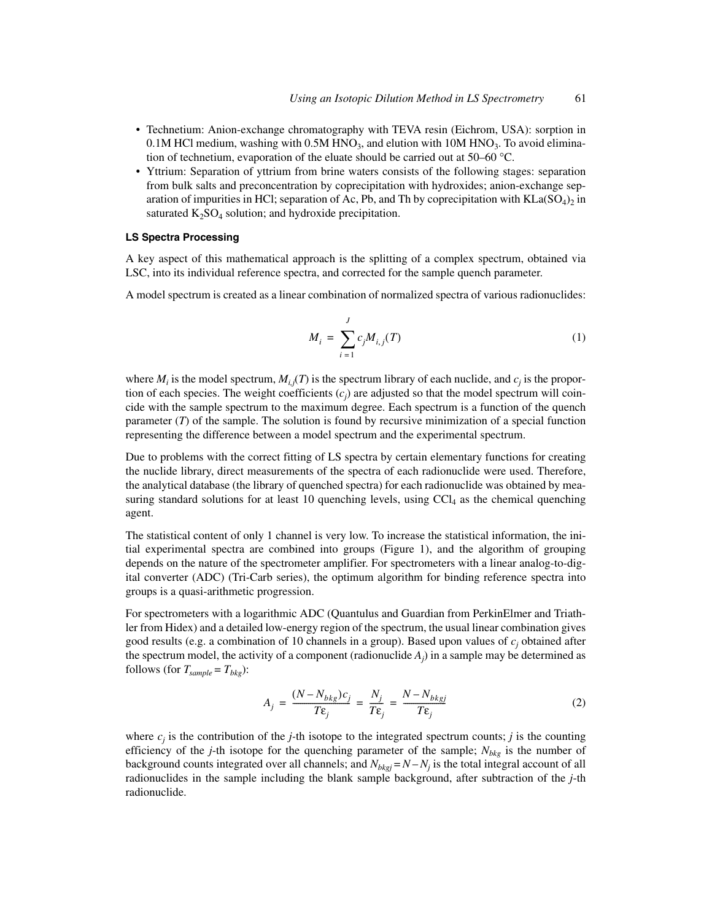- Technetium: Anion-exchange chromatography with TEVA resin (Eichrom, USA): sorption in 0.1M HCl medium, washing with 0.5M $HNO_3$, and elution with 10M $HNO_3$. To avoid elimination of technetium, evaporation of the eluate should be carried out at 50–60 °C.
- Yttrium: Separation of yttrium from brine waters consists of the following stages: separation from bulk salts and preconcentration by coprecipitation with hydroxides; anion-exchange separation of impurities in HCl; separation of Ac, Pb, and Th by coprecipitation with $KLa(SO_4)_2$ in saturated $K_2SO_4$ solution; and hydroxide precipitation.

### LS Spectra Processing

A key aspect of this mathematical approach is the splitting of a complex spectrum, obtained via LSC, into its individual reference spectra, and corrected for the sample quench parameter.

A model spectrum is created as a linear combination of normalized spectra of various radionuclides:

$$M_i = \sum_{i=1}^{J} c_j M_{i,j}(T) \tag{1}$$

where $M_i$ is the model spectrum, $M_{i,j}(T)$ is the spectrum library of each nuclide, and $c_j$ is the proportion of each species. The weight coefficients ($c_j$) are adjusted so that the model spectrum will coincide with the sample spectrum to the maximum degree. Each spectrum is a function of the quench parameter ($T$) of the sample. The solution is found by recursive minimization of a special function representing the difference between a model spectrum and the experimental spectrum.

Due to problems with the correct fitting of LS spectra by certain elementary functions for creating the nuclide library, direct measurements of the spectra of each radionuclide were used. Therefore, the analytical database (the library of quenched spectra) for each radionuclide was obtained by measuring standard solutions for at least 10 quenching levels, using $CCl_4$ as the chemical quenching agent.

The statistical content of only 1 channel is very low. To increase the statistical information, the initial experimental spectra are combined into groups (Figure 1), and the algorithm of grouping depends on the nature of the spectrometer amplifier. For spectrometers with a linear analog-to-digital converter (ADC) (Tri-Carb series), the optimum algorithm for binding reference spectra into groups is a quasi-arithmetic progression.

For spectrometers with a logarithmic ADC (Quantulus and Guardian from PerkinElmer and Triathler from Hidex) and a detailed low-energy region of the spectrum, the usual linear combination gives good results (e.g. a combination of 10 channels in a group). Based upon values of $c_j$ obtained after the spectrum model, the activity of a component (radionuclide $A_j$) in a sample may be determined as follows (for $T_{sample} = T_{bkg}$):

$$A_j = \frac{(N - N_{bkg})c_j}{T\varepsilon_j} = \frac{N_j}{T\varepsilon_j} = \frac{N - N_{bkgj}}{T\varepsilon_j} \tag{2}$$

where $c_j$ is the contribution of the $j$-th isotope to the integrated spectrum counts; $j$ is the counting efficiency of the $j$-th isotope for the quenching parameter of the sample; $N_{bkg}$ is the number of background counts integrated over all channels; and $N_{bkgj} = N - N_j$ is the total integral account of all radionuclides in the sample including the blank sample background, after subtraction of the $j$-th radionuclide.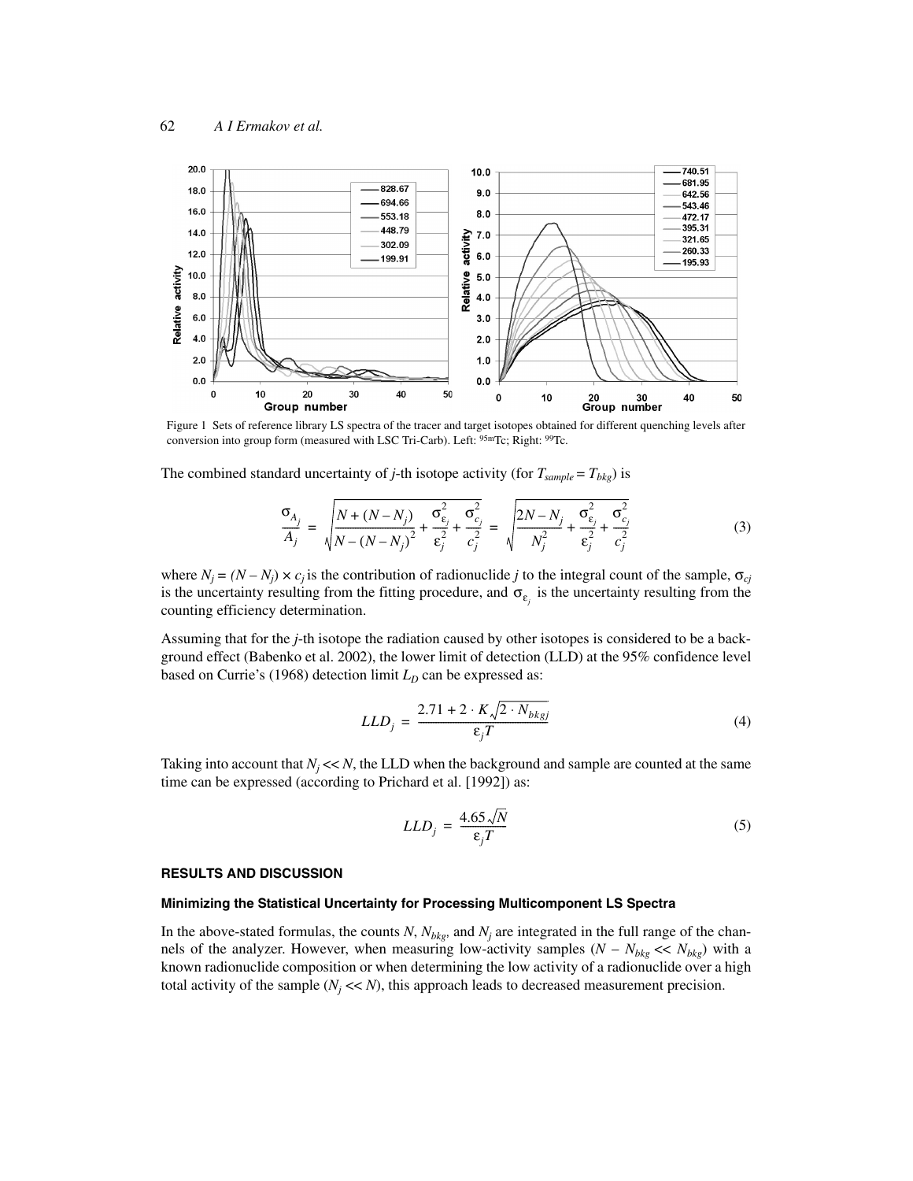Figure 1 Sets of reference library LS spectra of the tracer and target isotopes obtained for different quenching levels after conversion into group form (measured with LSC Tri-Carb). Left: $^{95m}$Tc; Right: $^{99}$Tc.

The combined standard uncertainty of *j*-th isotope activity (for $T_{sample} = T_{bkg}$) is

$$\frac{\sigma_{A_j}}{A_j} = \sqrt{\frac{N + (N - N_j)}{\left(N - (N - N_j)\right)^2} + \frac{\sigma_{\varepsilon_j}^2}{\varepsilon_j^2} + \frac{\sigma_{c_j}^2}{c_j^2}} = \sqrt{\frac{2N - N_j}{N_j^2} + \frac{\sigma_{\varepsilon_j}^2}{\varepsilon_j^2} + \frac{\sigma_{c_j}^2}{c_j^2}} \tag{3}$$

where $N_j = (N - N_j) \times c_j$ is the contribution of radionuclide *j* to the integral count of the sample, $\sigma_{cj}$ is the uncertainty resulting from the fitting procedure, and $\sigma_{\varepsilon_j}$ is the uncertainty resulting from the counting efficiency determination.

Assuming that for the *j*-th isotope the radiation caused by other isotopes is considered to be a background effect (Babenko et al. 2002), the lower limit of detection (LLD) at the 95% confidence level based on Currie's (1968) detection limit $L_D$ can be expressed as:

$$LLD_j = \frac{2.71 + 2 \cdot K\sqrt{2 \cdot N_{bkgj}}}{\varepsilon_j T} \tag{4}$$

Taking into account that $N_j << N$, the LLD when the background and sample are counted at the same time can be expressed (according to Prichard et al. [1992]) as:

$$LLD_j = \frac{4.65\sqrt{N}}{\varepsilon_j T} \tag{5}$$

## RESULTS AND DISCUSSION

### Minimizing the Statistical Uncertainty for Processing Multicomponent LS Spectra

In the above-stated formulas, the counts $N$, $N_{bkg}$, and $N_j$ are integrated in the full range of the channels of the analyzer. However, when measuring low-activity samples ($N - N_{bkg} << N_{bkg}$) with a known radionuclide composition or when determining the low activity of a radionuclide over a high total activity of the sample ($N_j << N$), this approach leads to decreased measurement precision.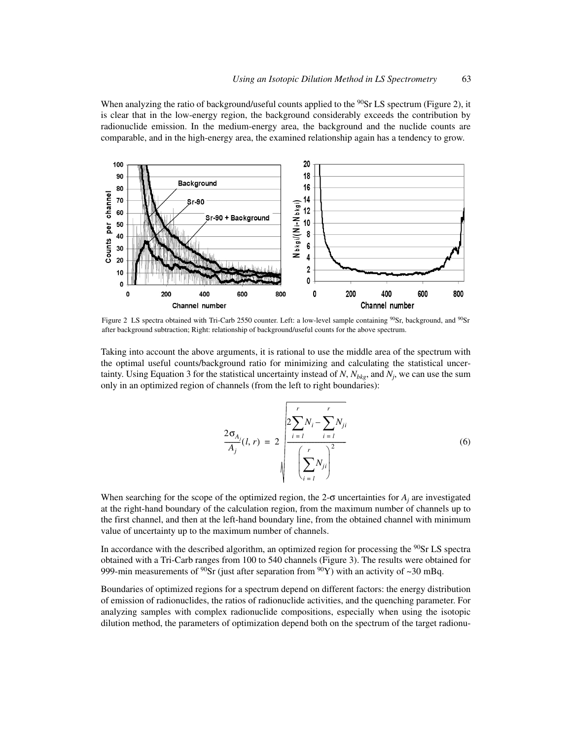When analyzing the ratio of background/useful counts applied to the $^{90}Sr$ LS spectrum (Figure 2), it is clear that in the low-energy region, the background considerably exceeds the contribution by radionuclide emission. In the medium-energy area, the background and the nuclide counts are comparable, and in the high-energy area, the examined relationship again has a tendency to grow.

Figure 2 LS spectra obtained with Tri-Carb 2550 counter. Left: a low-level sample containing $^{90}Sr$, background, and $^{90}Sr$ after background subtraction; Right: relationship of background/useful counts for the above spectrum.

Taking into account the above arguments, it is rational to use the middle area of the spectrum with the optimal useful counts/background ratio for minimizing and calculating the statistical uncertainty. Using Equation 3 for the statistical uncertainty instead of $N$, $N_{bkg}$, and $N_j$, we can use the sum only in an optimized region of channels (from the left to right boundaries):

$$\frac{2\sigma_{A_j}}{A_j}(l, r) = 2\sqrt{\frac{2\sum_{i=l}^{r} N_i - \sum_{i=l}^{r} N_{ji}}{\left(\sum_{i=l}^{r} N_{ji}\right)^2}} \tag{6}$$

When searching for the scope of the optimized region, the 2-σ uncertainties for $A_j$ are investigated at the right-hand boundary of the calculation region, from the maximum number of channels up to the first channel, and then at the left-hand boundary line, from the obtained channel with minimum value of uncertainty up to the maximum number of channels.

In accordance with the described algorithm, an optimized region for processing the $^{90}Sr$ LS spectra obtained with a Tri-Carb ranges from 100 to 540 channels (Figure 3). The results were obtained for 999-min measurements of $^{90}Sr$ (just after separation from $^{90}Y$) with an activity of ~30 mBq.

Boundaries of optimized regions for a spectrum depend on different factors: the energy distribution of emission of radionuclides, the ratios of radionuclide activities, and the quenching parameter. For analyzing samples with complex radionuclide compositions, especially when using the isotopic dilution method, the parameters of optimization depend both on the spectrum of the target radionu-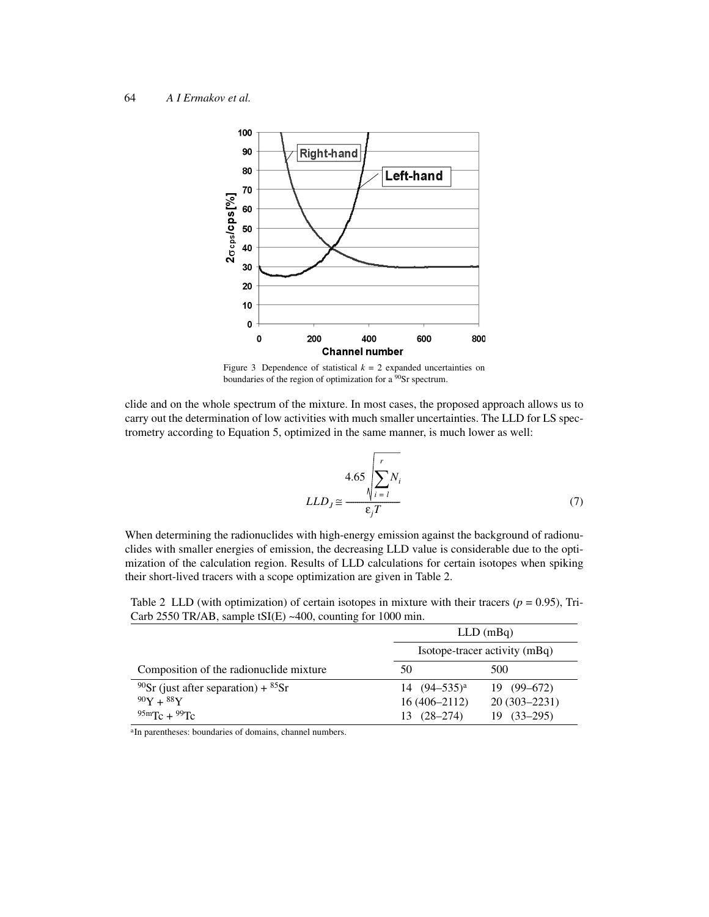Figure 3 Dependence of statistical $k = 2$ expanded uncertainties on boundaries of the region of optimization for a $^{90}Sr$ spectrum.

clide and on the whole spectrum of the mixture. In most cases, the proposed approach allows us to carry out the determination of low activities with much smaller uncertainties. The LLD for LS spectrometry according to Equation 5, optimized in the same manner, is much lower as well:

$$LLD_J \cong \frac{4.65\sqrt{\sum_{i=l}^{r} N_i}}{\varepsilon_j T} \tag{7}$$

When determining the radionuclides with high-energy emission against the background of radionuclides with smaller energies of emission, the decreasing LLD value is considerable due to the optimization of the calculation region. Results of LLD calculations for certain isotopes when spiking their short-lived tracers with a scope optimization are given in Table 2.

Table 2 LLD (with optimization) of certain isotopes in mixture with their tracers ($p = 0.95$), Tri-Carb 2550 TR/AB, sample tSI(E) ~400, counting for 1000 min.

| | LLD (mBq) | |
|---|---|---|
| | Isotope-tracer activity (mBq) | |
| Composition of the radionuclide mixture | 50 | 500 |
| $^{90}Sr$ (just after separation) + $^{85}Sr$ | 14 (94–535)[a] | 19 (99–672) |
| $^{90}Y$ + $^{88}Y$ | 16 (406–2112) | 20 (303–2231) |
| $^{95m}Tc$ + $^{99}Tc$ | 13 (28–274) | 19 (33–295) |

[a]In parentheses: boundaries of domains, channel numbers.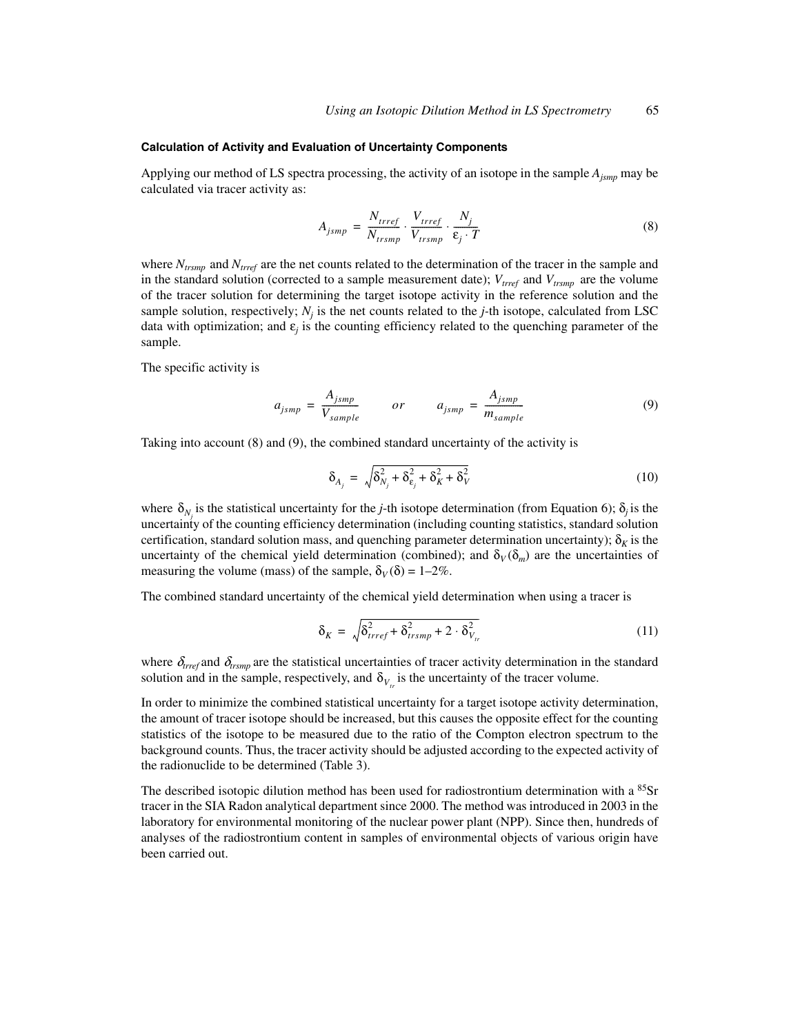### Calculation of Activity and Evaluation of Uncertainty Components

Applying our method of LS spectra processing, the activity of an isotope in the sample $A_{jsmp}$ may be calculated via tracer activity as:

$$A_{jsmp} = \frac{N_{trref}}{N_{trsmp}} \cdot \frac{V_{trref}}{V_{trsmp}} \cdot \frac{N_j}{\varepsilon_j \cdot T} \tag{8}$$

where $N_{trsmp}$ and $N_{trref}$ are the net counts related to the determination of the tracer in the sample and in the standard solution (corrected to a sample measurement date); $V_{trref}$ and $V_{trsmp}$ are the volume of the tracer solution for determining the target isotope activity in the reference solution and the sample solution, respectively; $N_j$ is the net counts related to the $j$-th isotope, calculated from LSC data with optimization; and $\varepsilon_j$ is the counting efficiency related to the quenching parameter of the sample.

The specific activity is

$$a_{jsmp} = \frac{A_{jsmp}}{V_{sample}} \qquad or \qquad a_{jsmp} = \frac{A_{jsmp}}{m_{sample}} \tag{9}$$

Taking into account (8) and (9), the combined standard uncertainty of the activity is

$$\delta_{A_j} = \sqrt{\delta_{N_j}^2 + \delta_{\varepsilon_j}^2 + \delta_K^2 + \delta_V^2} \tag{10}$$

where $\delta_{N_j}$ is the statistical uncertainty for the $j$-th isotope determination (from Equation 6); $\delta_j$ is the uncertainty of the counting efficiency determination (including counting statistics, standard solution certification, standard solution mass, and quenching parameter determination uncertainty); $\delta_K$ is the uncertainty of the chemical yield determination (combined); and $\delta_V(\delta_m)$ are the uncertainties of measuring the volume (mass) of the sample, $\delta_V(\delta) = 1–2\%$.

The combined standard uncertainty of the chemical yield determination when using a tracer is

$$\delta_K = \sqrt{\delta_{trref}^2 + \delta_{trsmp}^2 + 2 \cdot \delta_{V_{tr}}^2} \tag{11}$$

where $\delta_{trref}$ and $\delta_{trsmp}$ are the statistical uncertainties of tracer activity determination in the standard solution and in the sample, respectively, and $\delta_{V_{tr}}$ is the uncertainty of the tracer volume.

In order to minimize the combined statistical uncertainty for a target isotope activity determination, the amount of tracer isotope should be increased, but this causes the opposite effect for the counting statistics of the isotope to be measured due to the ratio of the Compton electron spectrum to the background counts. Thus, the tracer activity should be adjusted according to the expected activity of the radionuclide to be determined (Table 3).

The described isotopic dilution method has been used for radiostrontium determination with a $^{85}Sr$ tracer in the SIA Radon analytical department since 2000. The method was introduced in 2003 in the laboratory for environmental monitoring of the nuclear power plant (NPP). Since then, hundreds of analyses of the radiostrontium content in samples of environmental objects of various origin have been carried out.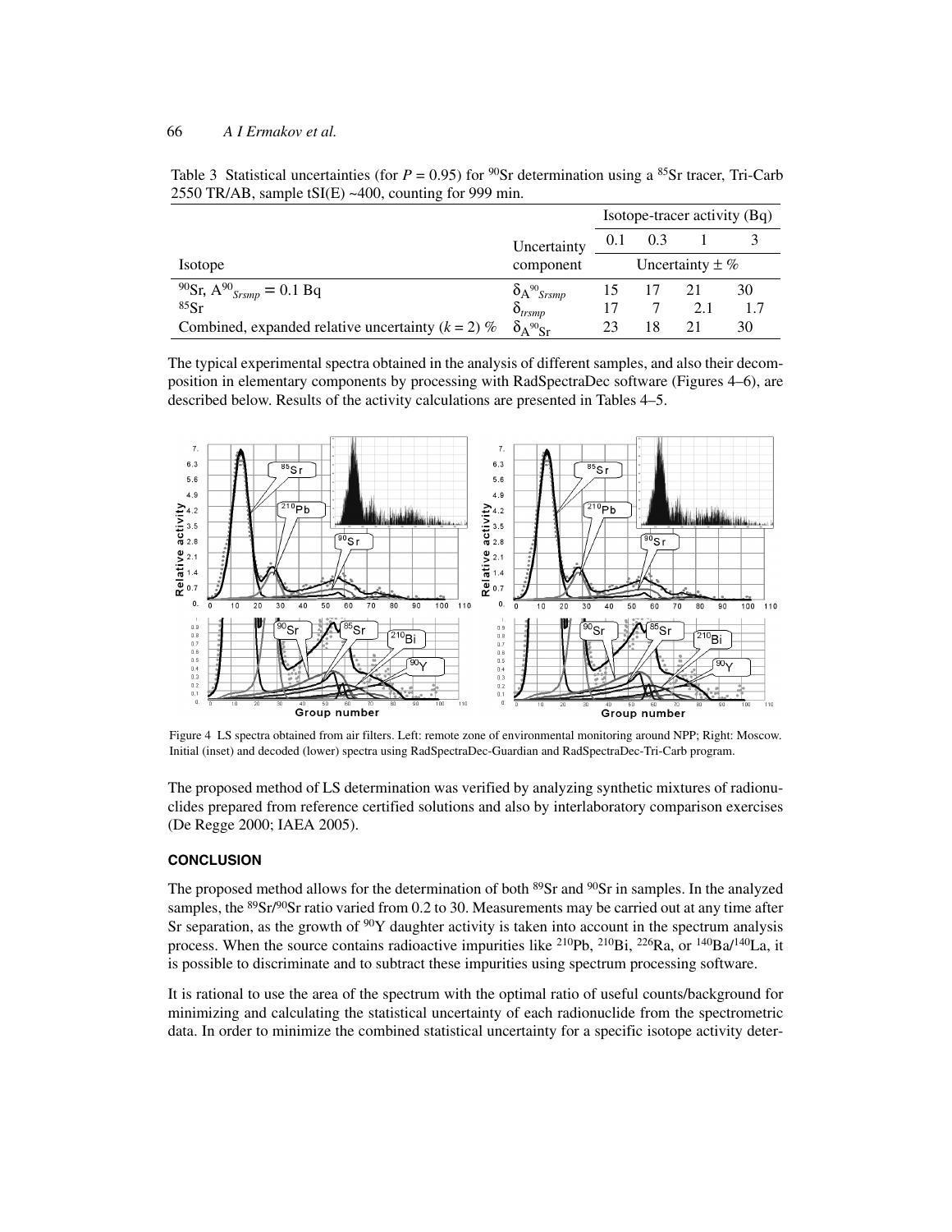Table 3 Statistical uncertainties (for $P = 0.95$) for $^{90}Sr$ determination using a $^{85}Sr$ tracer, Tri-Carb 2550 TR/AB, sample tSI(E) ~400, counting for 999 min.

| Isotope | Uncertainty component | Isotope-tracer activity (Bq) | | | |
|---|---|---|---|---|---|
| | | 0.1 | 0.3 | 1 | 3 |
| | | Uncertainty ± % | | | |
| $^{90}Sr$, $A^{90}_{Srsmp} = 0.1$ Bq | $\delta_{A^{90}Srsmp}$ | 15 | 17 | 21 | 30 |
| $^{85}Sr$ | $\delta_{trsmp}$ | 17 | 7 | 2.1 | 1.7 |
| Combined, expanded relative uncertainty ($k = 2$) % | $\delta_{A^{90}Sr}$ | 23 | 18 | 21 | 30 |

The typical experimental spectra obtained in the analysis of different samples, and also their decomposition in elementary components by processing with RadSpectraDec software (Figures 4–6), are described below. Results of the activity calculations are presented in Tables 4–5.

Figure 4 LS spectra obtained from air filters. Left: remote zone of environmental monitoring around NPP; Right: Moscow. Initial (inset) and decoded (lower) spectra using RadSpectraDec-Guardian and RadSpectraDec-Tri-Carb program.

The proposed method of LS determination was verified by analyzing synthetic mixtures of radionuclides prepared from reference certified solutions and also by interlaboratory comparison exercises (De Regge 2000; IAEA 2005).

## CONCLUSION

The proposed method allows for the determination of both $^{89}Sr$ and $^{90}Sr$ in samples. In the analyzed samples, the $^{89}Sr/^{90}Sr$ ratio varied from 0.2 to 30. Measurements may be carried out at any time after Sr separation, as the growth of $^{90}Y$ daughter activity is taken into account in the spectrum analysis process. When the source contains radioactive impurities like $^{210}Pb$, $^{210}Bi$, $^{226}Ra$, or $^{140}Ba/^{140}La$, it is possible to discriminate and to subtract these impurities using spectrum processing software.

It is rational to use the area of the spectrum with the optimal ratio of useful counts/background for minimizing and calculating the statistical uncertainty of each radionuclide from the spectrometric data. In order to minimize the combined statistical uncertainty for a specific isotope activity deter-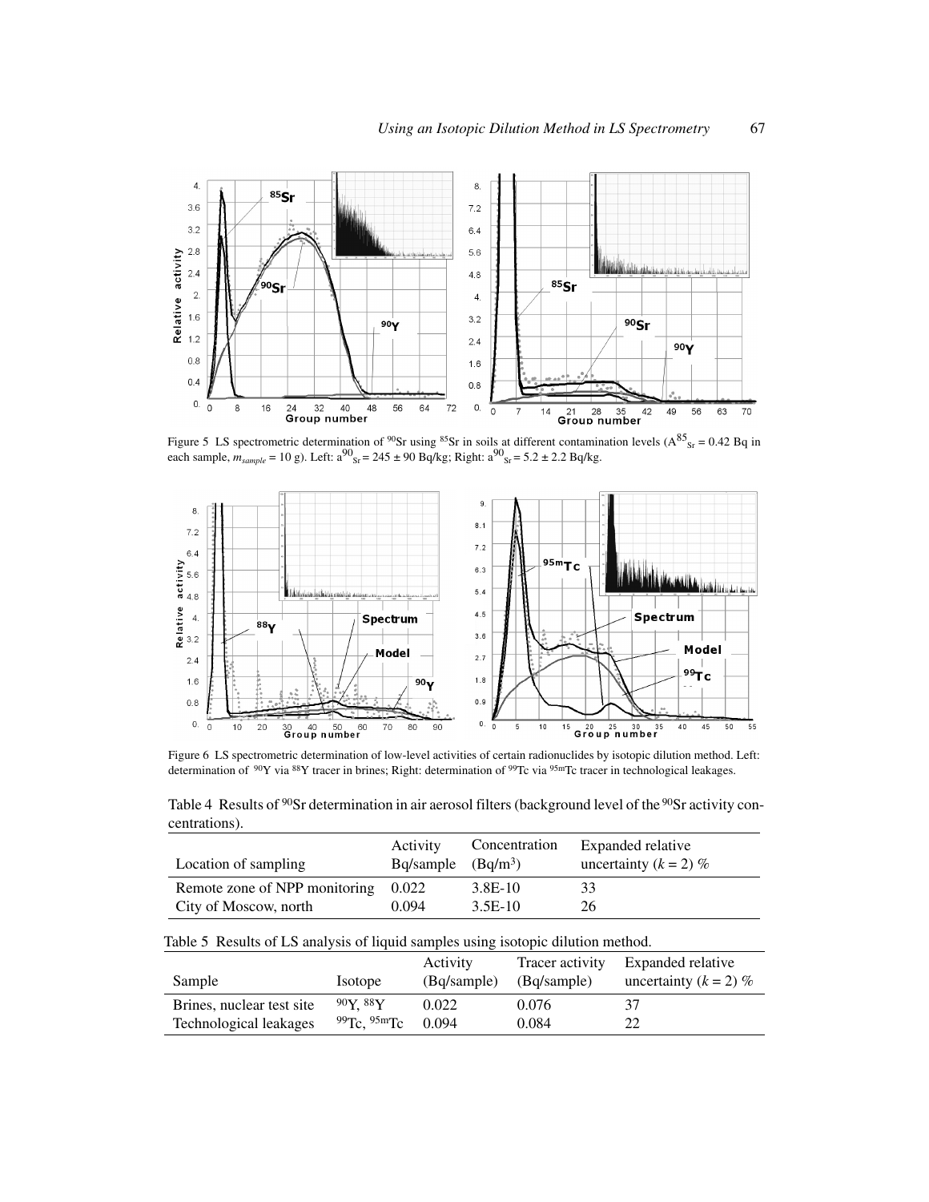Figure 5 LS spectrometric determination of $^{90}$Sr using $^{85}$Sr in soils at different contamination levels ($A^{85}_{Sr}$ = 0.42 Bq in each sample, $m_{sample}$ = 10 g). Left: $a^{90}_{Sr}$ = 245 ± 90 Bq/kg; Right: $a^{90}_{Sr}$ = 5.2 ± 2.2 Bq/kg.

Figure 6 LS spectrometric determination of low-level activities of certain radionuclides by isotopic dilution method. Left: determination of $^{90}$Y via $^{88}$Y tracer in brines; Right: determination of $^{99}$Tc via $^{95m}$Tc tracer in technological leakages.

Table 4 Results of $^{90}$Sr determination in air aerosol filters (background level of the $^{90}$Sr activity concentrations).

| Location of sampling | Activity Bq/sample | Concentration (Bq/m$^3$) | Expanded relative uncertainty ($k$ = 2) % |
|---|---|---|---|
| Remote zone of NPP monitoring | 0.022 | 3.8E-10 | 33 |
| City of Moscow, north | 0.094 | 3.5E-10 | 26 |

Table 5 Results of LS analysis of liquid samples using isotopic dilution method.

| Sample | Isotope | Activity (Bq/sample) | Tracer activity (Bq/sample) | Expanded relative uncertainty ($k$ = 2) % |
|---|---|---|---|---|
| Brines, nuclear test site | $^{90}$Y, $^{88}$Y | 0.022 | 0.076 | 37 |
| Technological leakages | $^{99}$Tc, $^{95m}$Tc | 0.094 | 0.084 | 22 |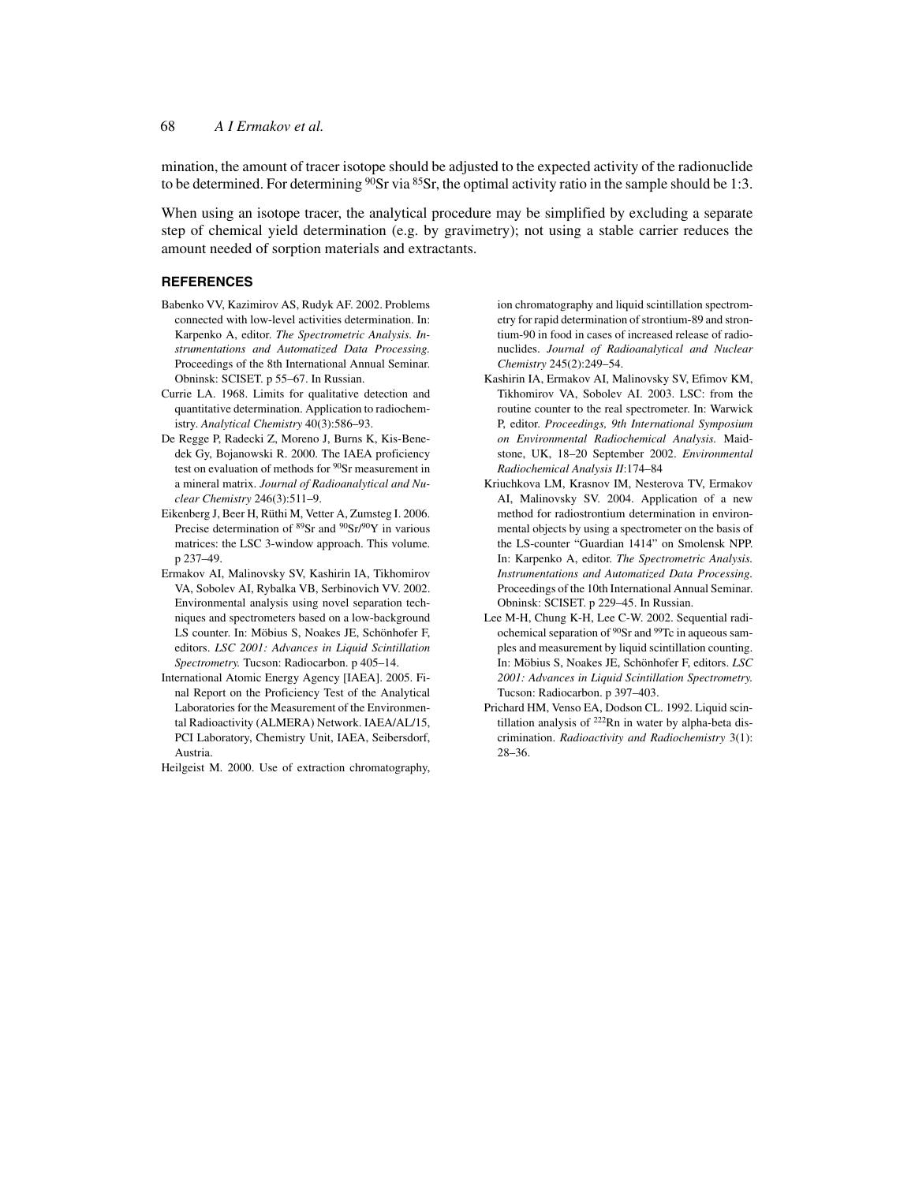mination, the amount of tracer isotope should be adjusted to the expected activity of the radionuclide to be determined. For determining $^{90}Sr$ via $^{85}Sr$, the optimal activity ratio in the sample should be 1:3.

When using an isotope tracer, the analytical procedure may be simplified by excluding a separate step of chemical yield determination (e.g. by gravimetry); not using a stable carrier reduces the amount needed of sorption materials and extractants.

## REFERENCES

Babenko VV, Kazimirov AS, Rudyk AF. 2002. Problems connected with low-level activities determination. In: Karpenko A, editor. *The Spectrometric Analysis. Instrumentations and Automatized Data Processing.* Proceedings of the 8th International Annual Seminar. Obninsk: SCISET. p 55–67. In Russian.

Currie LA. 1968. Limits for qualitative detection and quantitative determination. Application to radiochemistry. *Analytical Chemistry* 40(3):586–93.

De Regge P, Radecki Z, Moreno J, Burns K, Kis-Benedek Gy, Bojanowski R. 2000. The IAEA proficiency test on evaluation of methods for $^{90}Sr$ measurement in a mineral matrix. *Journal of Radioanalytical and Nuclear Chemistry* 246(3):511–9.

Eikenberg J, Beer H, Rüthi M, Vetter A, Zumsteg I. 2006. Precise determination of $^{89}Sr$ and $^{90}Sr/^{90}Y$ in various matrices: the LSC 3-window approach. This volume. p 237–49.

Ermakov AI, Malinovsky SV, Kashirin IA, Tikhomirov VA, Sobolev AI, Rybalka VB, Serbinovich VV. 2002. Environmental analysis using novel separation techniques and spectrometers based on a low-background LS counter. In: Möbius S, Noakes JE, Schönhofer F, editors. *LSC 2001: Advances in Liquid Scintillation Spectrometry.* Tucson: Radiocarbon. p 405–14.

International Atomic Energy Agency [IAEA]. 2005. Final Report on the Proficiency Test of the Analytical Laboratories for the Measurement of the Environmental Radioactivity (ALMERA) Network. IAEA/AL/15, PCI Laboratory, Chemistry Unit, IAEA, Seibersdorf, Austria.

Heilgeist M. 2000. Use of extraction chromatography, ion chromatography and liquid scintillation spectrometry for rapid determination of strontium-89 and strontium-90 in food in cases of increased release of radionuclides. *Journal of Radioanalytical and Nuclear Chemistry* 245(2):249–54.

Kashirin IA, Ermakov AI, Malinovsky SV, Efimov KM, Tikhomirov VA, Sobolev AI. 2003. LSC: from the routine counter to the real spectrometer. In: Warwick P, editor. *Proceedings, 9th International Symposium on Environmental Radiochemical Analysis.* Maidstone, UK, 18–20 September 2002. *Environmental Radiochemical Analysis II*:174–84

Kriuchkova LM, Krasnov IM, Nesterova TV, Ermakov AI, Malinovsky SV. 2004. Application of a new method for radiostrontium determination in environmental objects by using a spectrometer on the basis of the LS-counter "Guardian 1414" on Smolensk NPP. In: Karpenko A, editor. *The Spectrometric Analysis. Instrumentations and Automatized Data Processing.* Proceedings of the 10th International Annual Seminar. Obninsk: SCISET. p 229–45. In Russian.

Lee M-H, Chung K-H, Lee C-W. 2002. Sequential radiochemical separation of $^{90}Sr$ and $^{99}Tc$ in aqueous samples and measurement by liquid scintillation counting. In: Möbius S, Noakes JE, Schönhofer F, editors. *LSC 2001: Advances in Liquid Scintillation Spectrometry.* Tucson: Radiocarbon. p 397–403.

Prichard HM, Venso EA, Dodson CL. 1992. Liquid scintillation analysis of $^{222}Rn$ in water by alpha-beta discrimination. *Radioactivity and Radiochemistry* 3(1): 28–36.